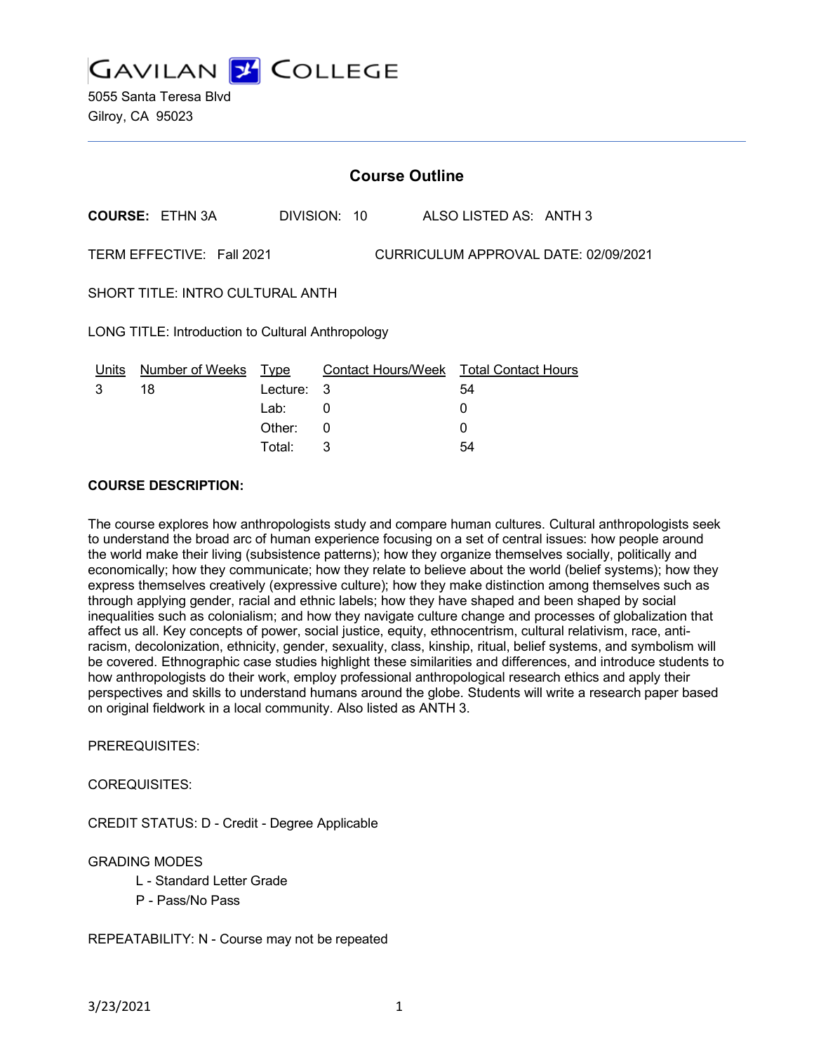# GAVILAN COLLEGE

5055 Santa Teresa Blvd
Gilroy, CA 95023

## Course Outline

**COURSE:** ETHN 3A DIVISION: 10 ALSO LISTED AS: ANTH 3

TERM EFFECTIVE: Fall 2021 CURRICULUM APPROVAL DATE: 02/09/2021

SHORT TITLE: INTRO CULTURAL ANTH

LONG TITLE: Introduction to Cultural Anthropology

| Units | Number of Weeks | Type | Contact Hours/Week | Total Contact Hours |
|---|---|---|---|---|
| 3 | 18 | Lecture: | 3 | 54 |
| | | Lab: | 0 | 0 |
| | | Other: | 0 | 0 |
| | | Total: | 3 | 54 |

**COURSE DESCRIPTION:**

The course explores how anthropologists study and compare human cultures. Cultural anthropologists seek to understand the broad arc of human experience focusing on a set of central issues: how people around the world make their living (subsistence patterns); how they organize themselves socially, politically and economically; how they communicate; how they relate to believe about the world (belief systems); how they express themselves creatively (expressive culture); how they make distinction among themselves such as through applying gender, racial and ethnic labels; how they have shaped and been shaped by social inequalities such as colonialism; and how they navigate culture change and processes of globalization that affect us all. Key concepts of power, social justice, equity, ethnocentrism, cultural relativism, race, anti-racism, decolonization, ethnicity, gender, sexuality, class, kinship, ritual, belief systems, and symbolism will be covered. Ethnographic case studies highlight these similarities and differences, and introduce students to how anthropologists do their work, employ professional anthropological research ethics and apply their perspectives and skills to understand humans around the globe. Students will write a research paper based on original fieldwork in a local community. Also listed as ANTH 3.

PREREQUISITES:

COREQUISITES:

CREDIT STATUS: D - Credit - Degree Applicable

GRADING MODES

- L - Standard Letter Grade
- P - Pass/No Pass

REPEATABILITY: N - Course may not be repeated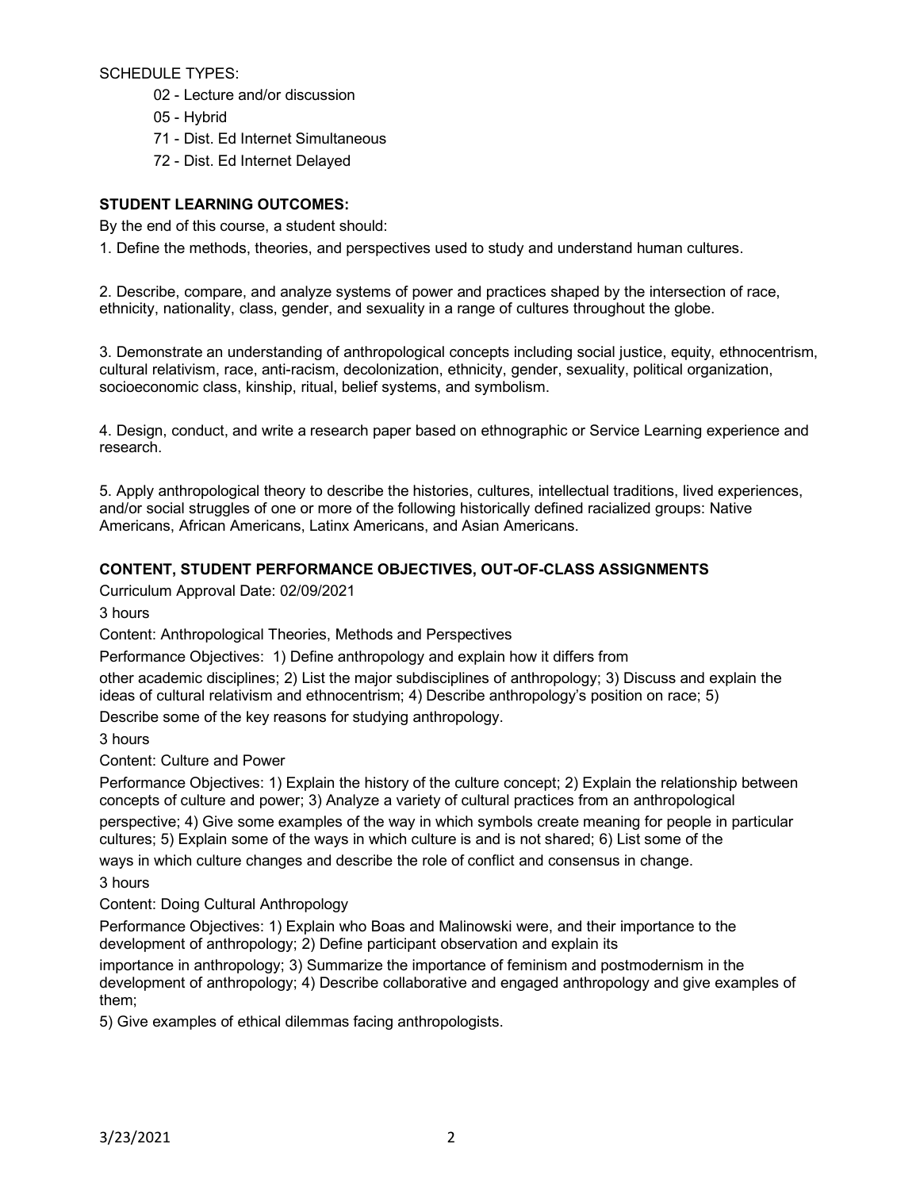SCHEDULE TYPES:

- 02 - Lecture and/or discussion
- 05 - Hybrid
- 71 - Dist. Ed Internet Simultaneous
- 72 - Dist. Ed Internet Delayed

**STUDENT LEARNING OUTCOMES:**

By the end of this course, a student should:

1. Define the methods, theories, and perspectives used to study and understand human cultures.

2. Describe, compare, and analyze systems of power and practices shaped by the intersection of race, ethnicity, nationality, class, gender, and sexuality in a range of cultures throughout the globe.

3. Demonstrate an understanding of anthropological concepts including social justice, equity, ethnocentrism, cultural relativism, race, anti-racism, decolonization, ethnicity, gender, sexuality, political organization, socioeconomic class, kinship, ritual, belief systems, and symbolism.

4. Design, conduct, and write a research paper based on ethnographic or Service Learning experience and research.

5. Apply anthropological theory to describe the histories, cultures, intellectual traditions, lived experiences, and/or social struggles of one or more of the following historically defined racialized groups: Native Americans, African Americans, Latinx Americans, and Asian Americans.

**CONTENT, STUDENT PERFORMANCE OBJECTIVES, OUT-OF-CLASS ASSIGNMENTS**

Curriculum Approval Date: 02/09/2021

3 hours

Content: Anthropological Theories, Methods and Perspectives

Performance Objectives: 1) Define anthropology and explain how it differs from other academic disciplines; 2) List the major subdisciplines of anthropology; 3) Discuss and explain the ideas of cultural relativism and ethnocentrism; 4) Describe anthropology's position on race; 5) Describe some of the key reasons for studying anthropology.

3 hours

Content: Culture and Power

Performance Objectives: 1) Explain the history of the culture concept; 2) Explain the relationship between concepts of culture and power; 3) Analyze a variety of cultural practices from an anthropological perspective; 4) Give some examples of the way in which symbols create meaning for people in particular cultures; 5) Explain some of the ways in which culture is and is not shared; 6) List some of the ways in which culture changes and describe the role of conflict and consensus in change.

3 hours

Content: Doing Cultural Anthropology

Performance Objectives: 1) Explain who Boas and Malinowski were, and their importance to the development of anthropology; 2) Define participant observation and explain its importance in anthropology; 3) Summarize the importance of feminism and postmodernism in the development of anthropology; 4) Describe collaborative and engaged anthropology and give examples of them;
5) Give examples of ethical dilemmas facing anthropologists.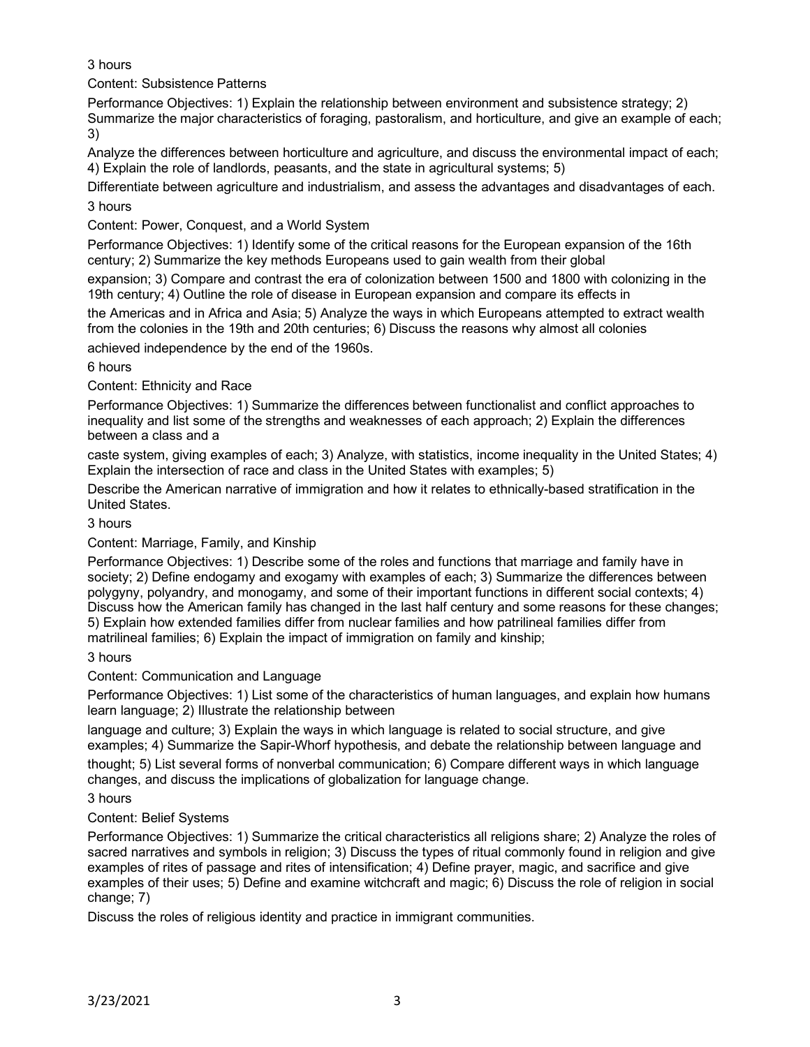3 hours

Content: Subsistence Patterns

Performance Objectives: 1) Explain the relationship between environment and subsistence strategy; 2) Summarize the major characteristics of foraging, pastoralism, and horticulture, and give an example of each; 3) Analyze the differences between horticulture and agriculture, and discuss the environmental impact of each; 4) Explain the role of landlords, peasants, and the state in agricultural systems; 5) Differentiate between agriculture and industrialism, and assess the advantages and disadvantages of each.

3 hours

Content: Power, Conquest, and a World System

Performance Objectives: 1) Identify some of the critical reasons for the European expansion of the 16th century; 2) Summarize the key methods Europeans used to gain wealth from their global expansion; 3) Compare and contrast the era of colonization between 1500 and 1800 with colonizing in the 19th century; 4) Outline the role of disease in European expansion and compare its effects in the Americas and in Africa and Asia; 5) Analyze the ways in which Europeans attempted to extract wealth from the colonies in the 19th and 20th centuries; 6) Discuss the reasons why almost all colonies achieved independence by the end of the 1960s.

6 hours

Content: Ethnicity and Race

Performance Objectives: 1) Summarize the differences between functionalist and conflict approaches to inequality and list some of the strengths and weaknesses of each approach; 2) Explain the differences between a class and a caste system, giving examples of each; 3) Analyze, with statistics, income inequality in the United States; 4) Explain the intersection of race and class in the United States with examples; 5) Describe the American narrative of immigration and how it relates to ethnically-based stratification in the United States.

3 hours

Content: Marriage, Family, and Kinship

Performance Objectives: 1) Describe some of the roles and functions that marriage and family have in society; 2) Define endogamy and exogamy with examples of each; 3) Summarize the differences between polygyny, polyandry, and monogamy, and some of their important functions in different social contexts; 4) Discuss how the American family has changed in the last half century and some reasons for these changes; 5) Explain how extended families differ from nuclear families and how patrilineal families differ from matrilineal families; 6) Explain the impact of immigration on family and kinship;

3 hours

Content: Communication and Language

Performance Objectives: 1) List some of the characteristics of human languages, and explain how humans learn language; 2) Illustrate the relationship between language and culture; 3) Explain the ways in which language is related to social structure, and give examples; 4) Summarize the Sapir-Whorf hypothesis, and debate the relationship between language and thought; 5) List several forms of nonverbal communication; 6) Compare different ways in which language changes, and discuss the implications of globalization for language change.

3 hours

Content: Belief Systems

Performance Objectives: 1) Summarize the critical characteristics all religions share; 2) Analyze the roles of sacred narratives and symbols in religion; 3) Discuss the types of ritual commonly found in religion and give examples of rites of passage and rites of intensification; 4) Define prayer, magic, and sacrifice and give examples of their uses; 5) Define and examine witchcraft and magic; 6) Discuss the role of religion in social change; 7) Discuss the roles of religious identity and practice in immigrant communities.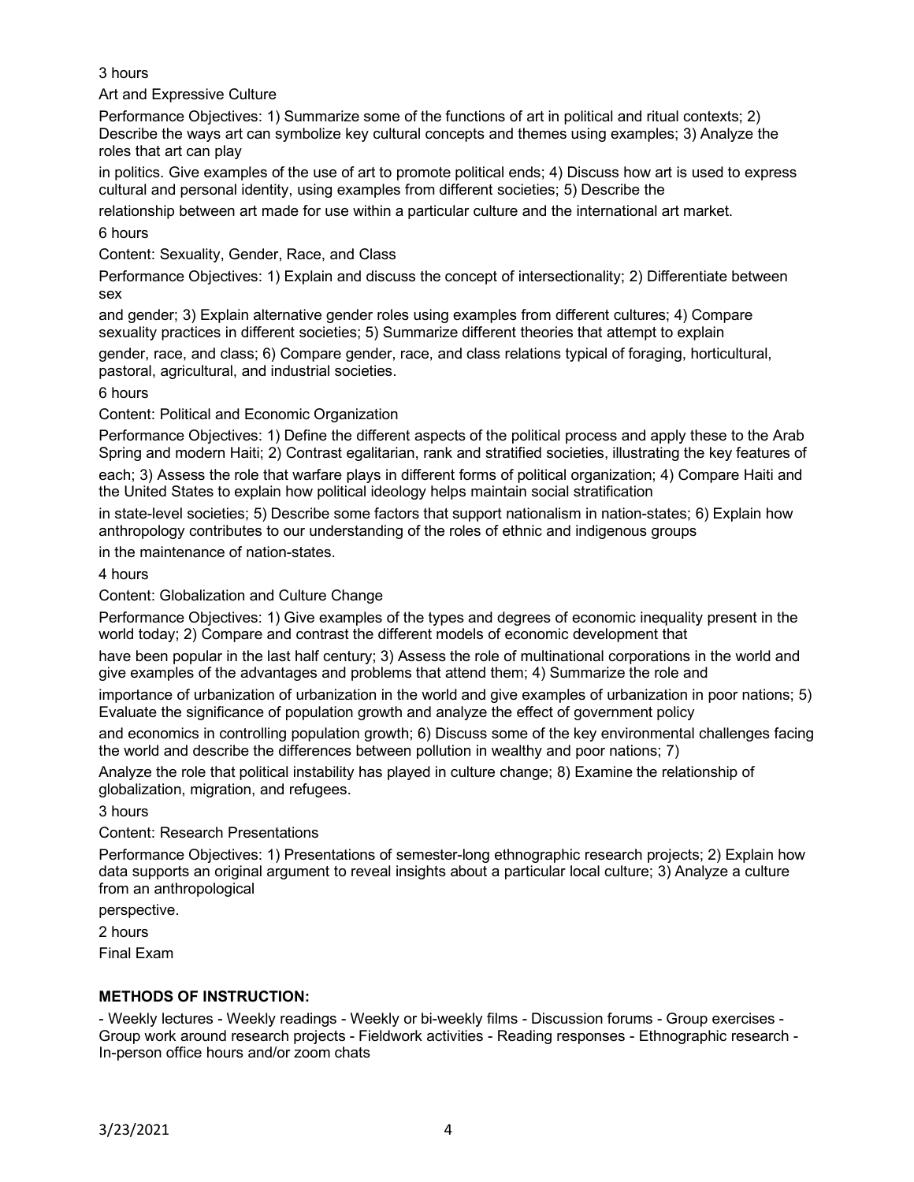3 hours

Art and Expressive Culture

Performance Objectives: 1) Summarize some of the functions of art in political and ritual contexts; 2) Describe the ways art can symbolize key cultural concepts and themes using examples; 3) Analyze the roles that art can play in politics. Give examples of the use of art to promote political ends; 4) Discuss how art is used to express cultural and personal identity, using examples from different societies; 5) Describe the relationship between art made for use within a particular culture and the international art market.

6 hours

Content: Sexuality, Gender, Race, and Class

Performance Objectives: 1) Explain and discuss the concept of intersectionality; 2) Differentiate between sex and gender; 3) Explain alternative gender roles using examples from different cultures; 4) Compare sexuality practices in different societies; 5) Summarize different theories that attempt to explain gender, race, and class; 6) Compare gender, race, and class relations typical of foraging, horticultural, pastoral, agricultural, and industrial societies.

6 hours

Content: Political and Economic Organization

Performance Objectives: 1) Define the different aspects of the political process and apply these to the Arab Spring and modern Haiti; 2) Contrast egalitarian, rank and stratified societies, illustrating the key features of each; 3) Assess the role that warfare plays in different forms of political organization; 4) Compare Haiti and the United States to explain how political ideology helps maintain social stratification in state-level societies; 5) Describe some factors that support nationalism in nation-states; 6) Explain how anthropology contributes to our understanding of the roles of ethnic and indigenous groups in the maintenance of nation-states.

4 hours

Content: Globalization and Culture Change

Performance Objectives: 1) Give examples of the types and degrees of economic inequality present in the world today; 2) Compare and contrast the different models of economic development that have been popular in the last half century; 3) Assess the role of multinational corporations in the world and give examples of the advantages and problems that attend them; 4) Summarize the role and importance of urbanization of urbanization in the world and give examples of urbanization in poor nations; 5) Evaluate the significance of population growth and analyze the effect of government policy and economics in controlling population growth; 6) Discuss some of the key environmental challenges facing the world and describe the differences between pollution in wealthy and poor nations; 7) Analyze the role that political instability has played in culture change; 8) Examine the relationship of globalization, migration, and refugees.

3 hours

Content: Research Presentations

Performance Objectives: 1) Presentations of semester-long ethnographic research projects; 2) Explain how data supports an original argument to reveal insights about a particular local culture; 3) Analyze a culture from an anthropological perspective.

2 hours

Final Exam

## METHODS OF INSTRUCTION:

- Weekly lectures - Weekly readings - Weekly or bi-weekly films - Discussion forums - Group exercises - Group work around research projects - Fieldwork activities - Reading responses - Ethnographic research - In-person office hours and/or zoom chats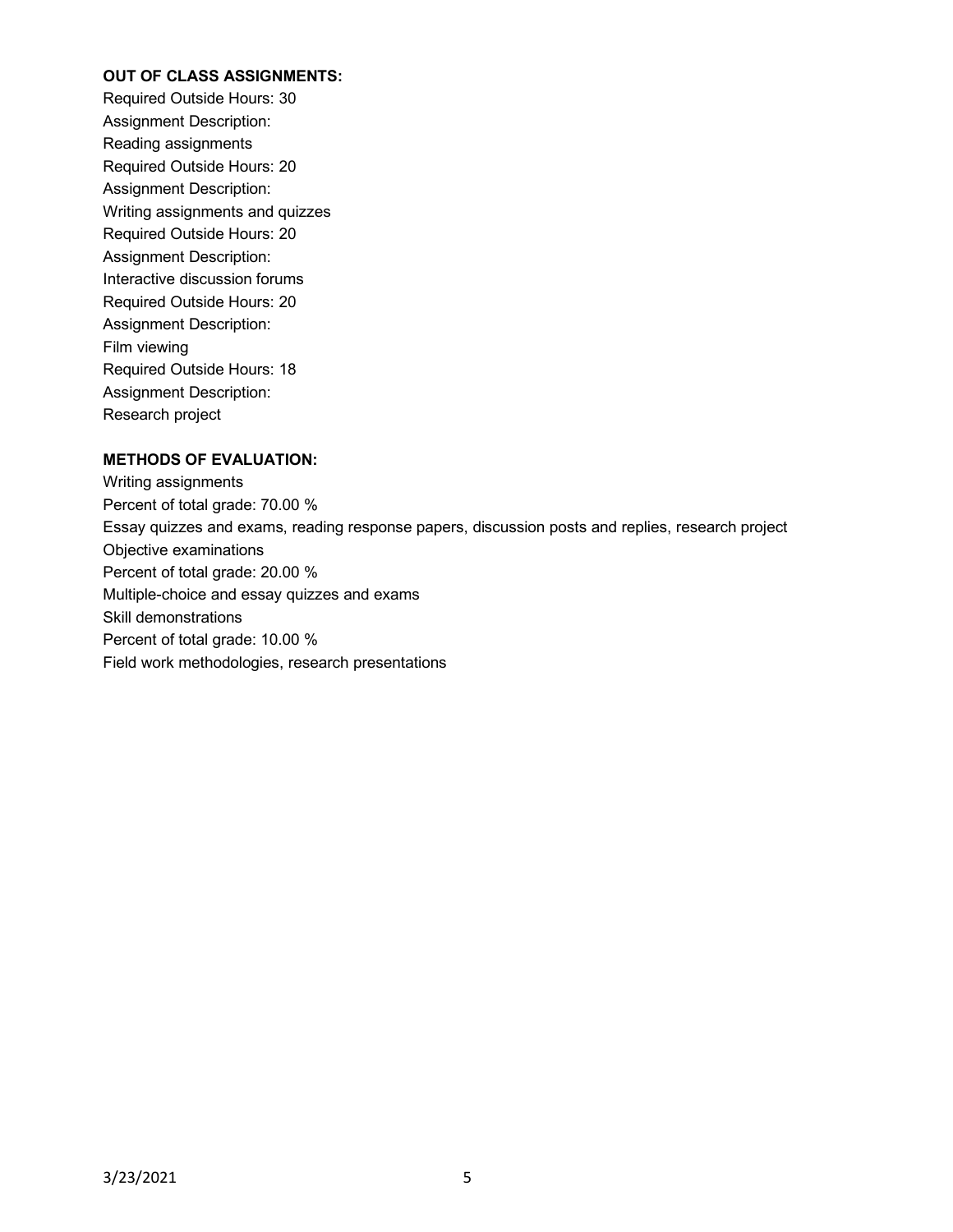**OUT OF CLASS ASSIGNMENTS:**

Required Outside Hours: 30
Assignment Description:
Reading assignments
Required Outside Hours: 20
Assignment Description:
Writing assignments and quizzes
Required Outside Hours: 20
Assignment Description:
Interactive discussion forums
Required Outside Hours: 20
Assignment Description:
Film viewing
Required Outside Hours: 18
Assignment Description:
Research project

**METHODS OF EVALUATION:**

Writing assignments
Percent of total grade: 70.00 %
Essay quizzes and exams, reading response papers, discussion posts and replies, research project
Objective examinations
Percent of total grade: 20.00 %
Multiple-choice and essay quizzes and exams
Skill demonstrations
Percent of total grade: 10.00 %
Field work methodologies, research presentations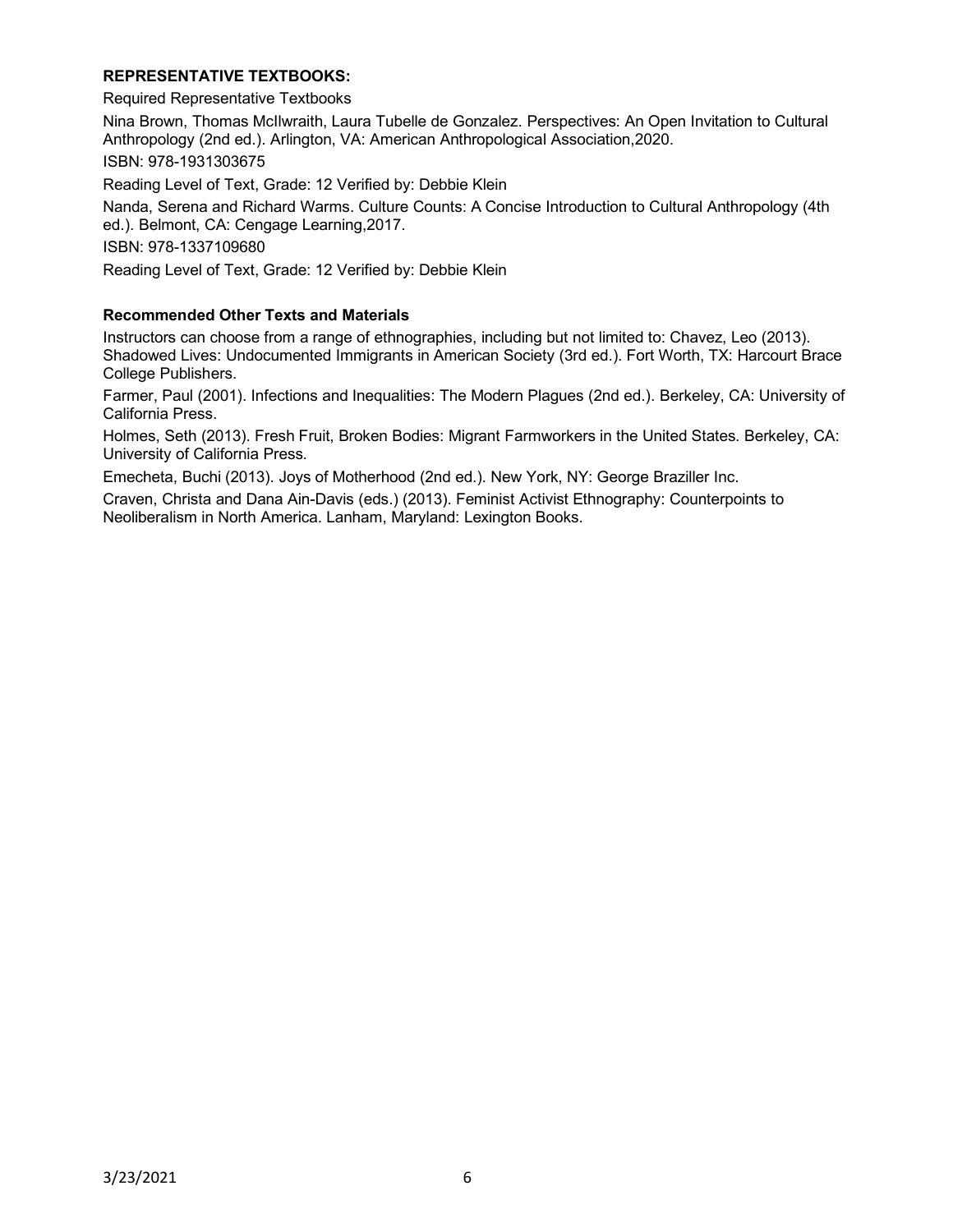**REPRESENTATIVE TEXTBOOKS:**

Required Representative Textbooks

Nina Brown, Thomas McIlwraith, Laura Tubelle de Gonzalez. Perspectives: An Open Invitation to Cultural Anthropology (2nd ed.). Arlington, VA: American Anthropological Association,2020.

ISBN: 978-1931303675

Reading Level of Text, Grade: 12 Verified by: Debbie Klein

Nanda, Serena and Richard Warms. Culture Counts: A Concise Introduction to Cultural Anthropology (4th ed.). Belmont, CA: Cengage Learning,2017.

ISBN: 978-1337109680

Reading Level of Text, Grade: 12 Verified by: Debbie Klein

**Recommended Other Texts and Materials**

Instructors can choose from a range of ethnographies, including but not limited to: Chavez, Leo (2013). Shadowed Lives: Undocumented Immigrants in American Society (3rd ed.). Fort Worth, TX: Harcourt Brace College Publishers.

Farmer, Paul (2001). Infections and Inequalities: The Modern Plagues (2nd ed.). Berkeley, CA: University of California Press.

Holmes, Seth (2013). Fresh Fruit, Broken Bodies: Migrant Farmworkers in the United States. Berkeley, CA: University of California Press.

Emecheta, Buchi (2013). Joys of Motherhood (2nd ed.). New York, NY: George Braziller Inc.

Craven, Christa and Dana Ain-Davis (eds.) (2013). Feminist Activist Ethnography: Counterpoints to Neoliberalism in North America. Lanham, Maryland: Lexington Books.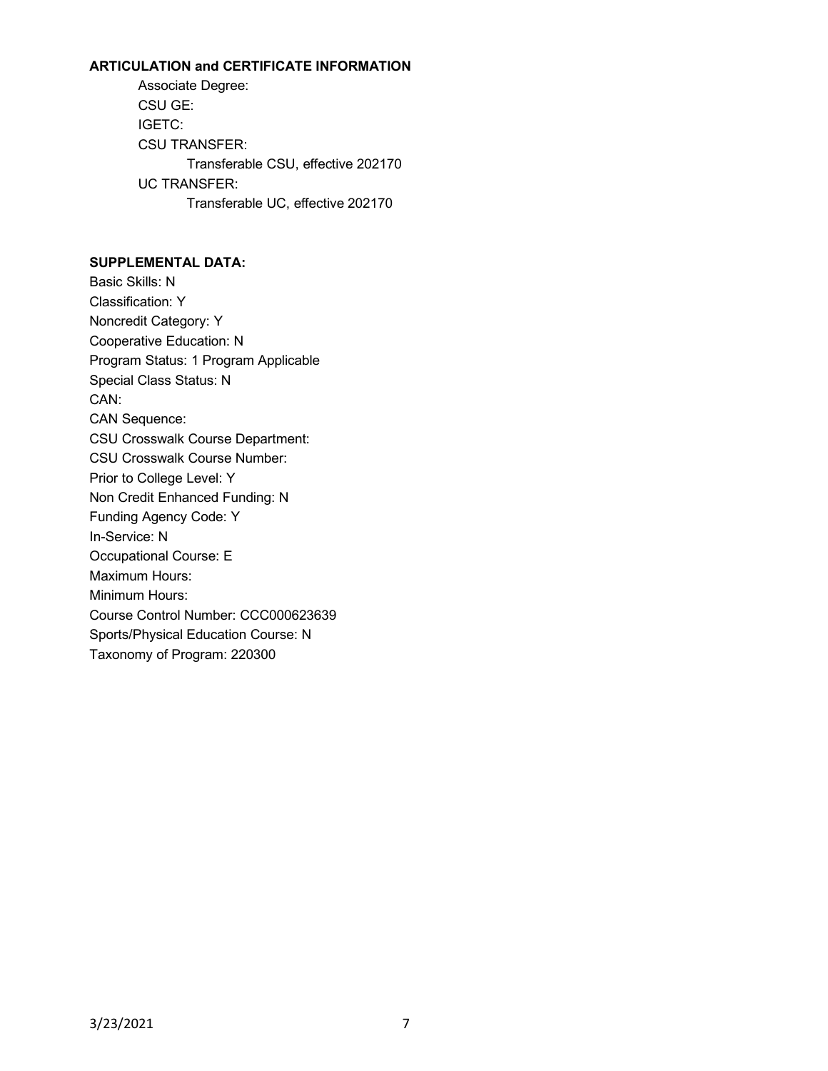**ARTICULATION and CERTIFICATE INFORMATION**

Associate Degree:
CSU GE:
IGETC:
CSU TRANSFER:
Transferable CSU, effective 202170
UC TRANSFER:
Transferable UC, effective 202170

**SUPPLEMENTAL DATA:**

Basic Skills: N
Classification: Y
Noncredit Category: Y
Cooperative Education: N
Program Status: 1 Program Applicable
Special Class Status: N
CAN:
CAN Sequence:
CSU Crosswalk Course Department:
CSU Crosswalk Course Number:
Prior to College Level: Y
Non Credit Enhanced Funding: N
Funding Agency Code: Y
In-Service: N
Occupational Course: E
Maximum Hours:
Minimum Hours:
Course Control Number: CCC000623639
Sports/Physical Education Course: N
Taxonomy of Program: 220300

3/23/2021